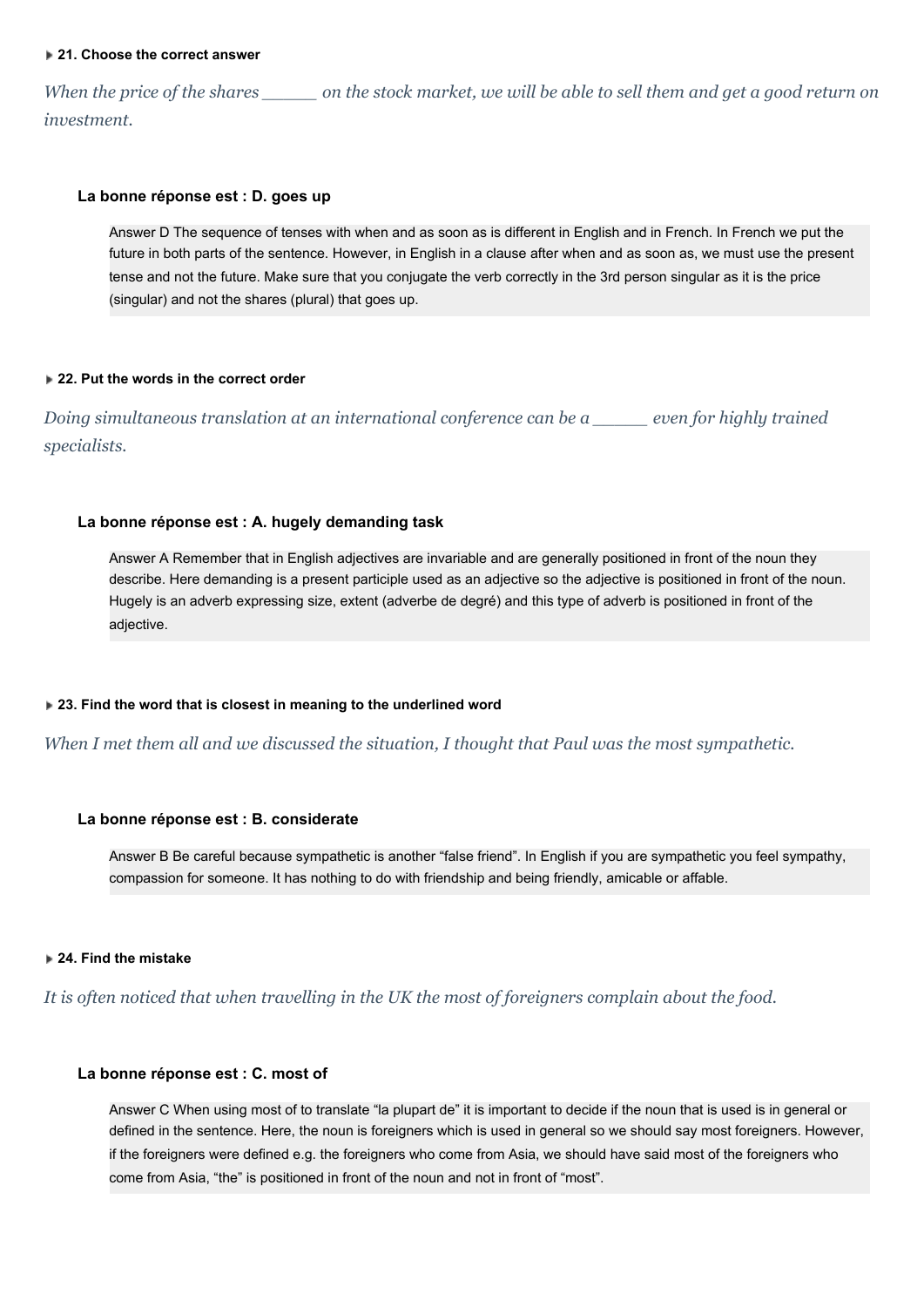#### ▶ 21. Choose the correct answer

*When the price of the shares _____ on the stock market, we will be able to sell them and get a good return on investment.*

**La bonne réponse est : D. goes up**

> Answer D The sequence of tenses with when and as soon as is different in English and in French. In French we put the future in both parts of the sentence. However, in English in a clause after when and as soon as, we must use the present tense and not the future. Make sure that you conjugate the verb correctly in the 3rd person singular as it is the price (singular) and not the shares (plural) that goes up.

#### ▶ 22. Put the words in the correct order

*Doing simultaneous translation at an international conference can be a _____ even for highly trained specialists.*

**La bonne réponse est : A. hugely demanding task**

> Answer A Remember that in English adjectives are invariable and are generally positioned in front of the noun they describe. Here demanding is a present participle used as an adjective so the adjective is positioned in front of the noun. Hugely is an adverb expressing size, extent (adverbe de degré) and this type of adverb is positioned in front of the adjective.

#### ▶ 23. Find the word that is closest in meaning to the underlined word

*When I met them all and we discussed the situation, I thought that Paul was the most sympathetic.*

**La bonne réponse est : B. considerate**

> Answer B Be careful because sympathetic is another "false friend". In English if you are sympathetic you feel sympathy, compassion for someone. It has nothing to do with friendship and being friendly, amicable or affable.

#### ▶ 24. Find the mistake

*It is often noticed that when travelling in the UK the most of foreigners complain about the food.*

**La bonne réponse est : C. most of**

> Answer C When using most of to translate "la plupart de" it is important to decide if the noun that is used is in general or defined in the sentence. Here, the noun is foreigners which is used in general so we should say most foreigners. However, if the foreigners were defined e.g. the foreigners who come from Asia, we should have said most of the foreigners who come from Asia, "the" is positioned in front of the noun and not in front of "most".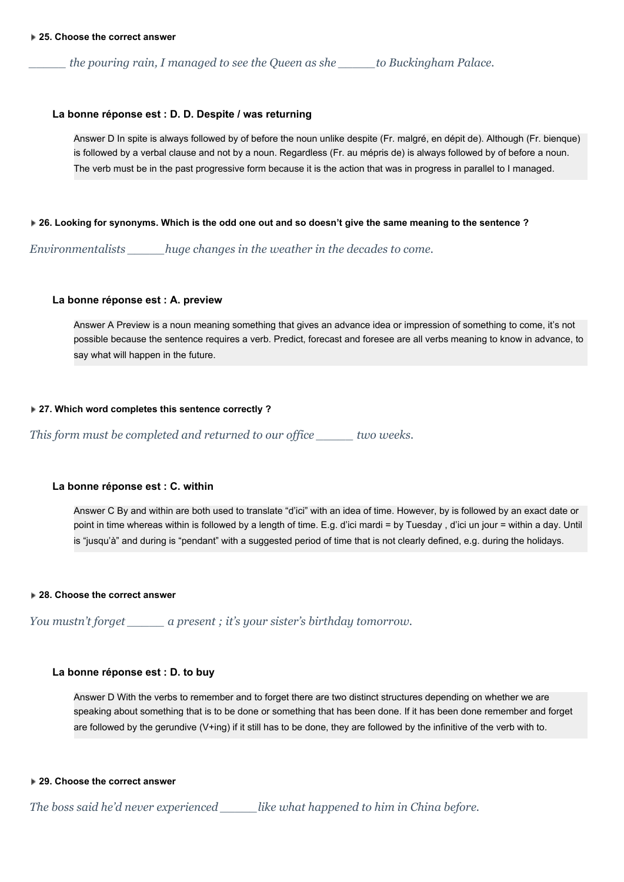**25. Choose the correct answer**

*\_\_\_\_\_ the pouring rain, I managed to see the Queen as she \_\_\_\_\_to Buckingham Palace.*

**La bonne réponse est : D. D. Despite / was returning**

Answer D In spite is always followed by of before the noun unlike despite (Fr. malgré, en dépit de). Although (Fr. bienque) is followed by a verbal clause and not by a noun. Regardless (Fr. au mépris de) is always followed by of before a noun. The verb must be in the past progressive form because it is the action that was in progress in parallel to I managed.

**26. Looking for synonyms. Which is the odd one out and so doesn't give the same meaning to the sentence ?**

*Environmentalists \_\_\_\_\_huge changes in the weather in the decades to come.*

**La bonne réponse est : A. preview**

Answer A Preview is a noun meaning something that gives an advance idea or impression of something to come, it's not possible because the sentence requires a verb. Predict, forecast and foresee are all verbs meaning to know in advance, to say what will happen in the future.

**27. Which word completes this sentence correctly ?**

*This form must be completed and returned to our office \_\_\_\_\_ two weeks.*

**La bonne réponse est : C. within**

Answer C By and within are both used to translate "d'ici" with an idea of time. However, by is followed by an exact date or point in time whereas within is followed by a length of time. E.g. d'ici mardi = by Tuesday , d'ici un jour = within a day. Until is "jusqu'à" and during is "pendant" with a suggested period of time that is not clearly defined, e.g. during the holidays.

**28. Choose the correct answer**

*You mustn't forget \_\_\_\_\_ a present ; it's your sister's birthday tomorrow.*

**La bonne réponse est : D. to buy**

Answer D With the verbs to remember and to forget there are two distinct structures depending on whether we are speaking about something that is to be done or something that has been done. If it has been done remember and forget are followed by the gerundive (V+ing) if it still has to be done, they are followed by the infinitive of the verb with to.

**29. Choose the correct answer**

*The boss said he'd never experienced \_\_\_\_\_like what happened to him in China before.*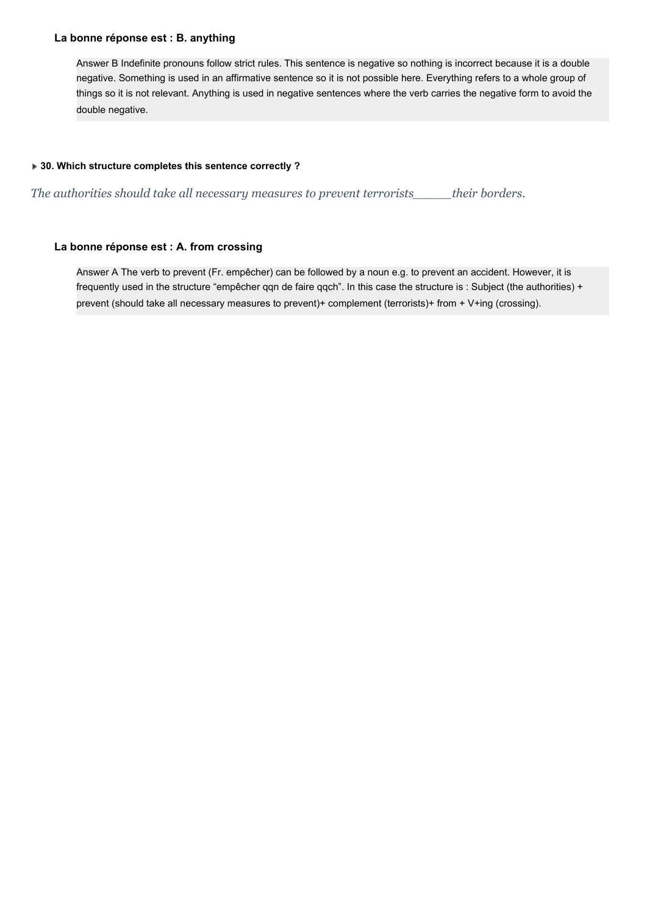**La bonne réponse est : B. anything**

> Answer B Indefinite pronouns follow strict rules. This sentence is negative so nothing is incorrect because it is a double negative. Something is used in an affirmative sentence so it is not possible here. Everything refers to a whole group of things so it is not relevant. Anything is used in negative sentences where the verb carries the negative form to avoid the double negative.

**30. Which structure completes this sentence correctly ?**

*The authorities should take all necessary measures to prevent terrorists_____their borders.*

**La bonne réponse est : A. from crossing**

> Answer A The verb to prevent (Fr. empêcher) can be followed by a noun e.g. to prevent an accident. However, it is frequently used in the structure “empêcher qqn de faire qqch”. In this case the structure is : Subject (the authorities) + prevent (should take all necessary measures to prevent)+ complement (terrorists)+ from + V+ing (crossing).